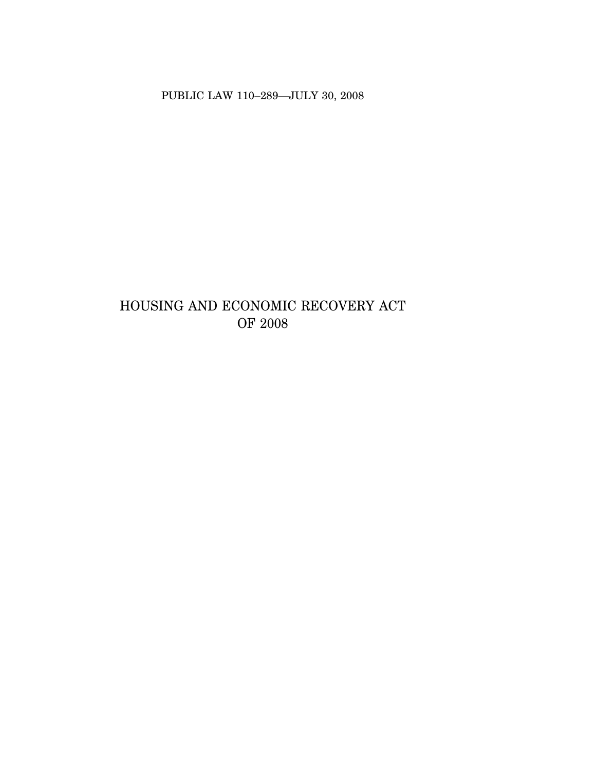PUBLIC LAW 110–289—JULY 30, 2008

# HOUSING AND ECONOMIC RECOVERY ACT OF 2008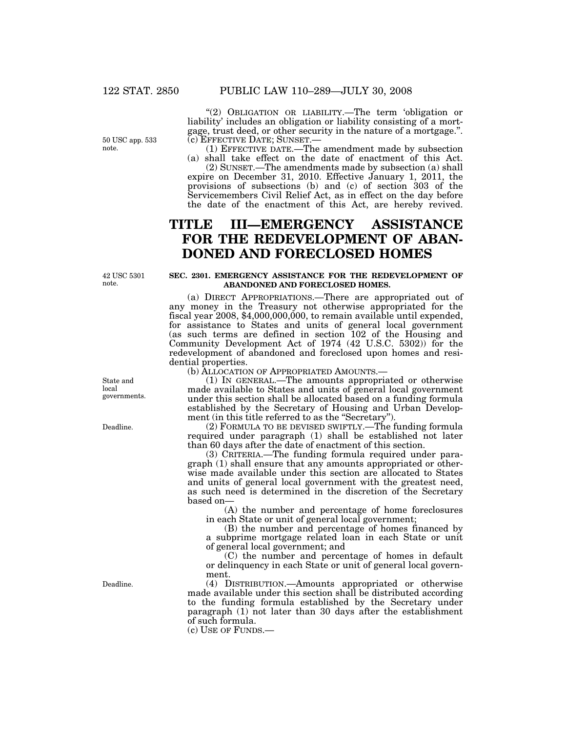"(2) OBLIGATION OR LIABILITY.—The term 'obligation or liability' includes an obligation or liability consisting of a mortgage, trust deed, or other security in the nature of a mortgage.".

50 USC app. 533 note.

(c) EFFECTIVE DATE; SUNSET.—

(1) EFFECTIVE DATE.—The amendment made by subsection (a) shall take effect on the date of enactment of this Act.

(2) SUNSET.—The amendments made by subsection (a) shall expire on December 31, 2010. Effective January 1, 2011, the provisions of subsections (b) and (c) of section 303 of the Servicemembers Civil Relief Act, as in effect on the day before the date of the enactment of this Act, are hereby revived.

# TITLE III—EMERGENCY ASSISTANCE FOR THE REDEVELOPMENT OF ABANDONED AND FORECLOSED HOMES

42 USC 5301 note.

## SEC. 2301. EMERGENCY ASSISTANCE FOR THE REDEVELOPMENT OF ABANDONED AND FORECLOSED HOMES.

(a) DIRECT APPROPRIATIONS.—There are appropriated out of any money in the Treasury not otherwise appropriated for the fiscal year 2008, $4,000,000,000, to remain available until expended, for assistance to States and units of general local government (as such terms are defined in section 102 of the Housing and Community Development Act of 1974 (42 U.S.C. 5302)) for the redevelopment of abandoned and foreclosed upon homes and residential properties.

(b) ALLOCATION OF APPROPRIATED AMOUNTS.—

State and local governments.

(1) IN GENERAL.—The amounts appropriated or otherwise made available to States and units of general local government under this section shall be allocated based on a funding formula established by the Secretary of Housing and Urban Development (in this title referred to as the "Secretary").

Deadline.

(2) FORMULA TO BE DEVISED SWIFTLY.—The funding formula required under paragraph (1) shall be established not later than 60 days after the date of enactment of this section.

(3) CRITERIA.—The funding formula required under paragraph (1) shall ensure that any amounts appropriated or otherwise made available under this section are allocated to States and units of general local government with the greatest need, as such need is determined in the discretion of the Secretary based on—

(A) the number and percentage of home foreclosures in each State or unit of general local government;

(B) the number and percentage of homes financed by a subprime mortgage related loan in each State or unit of general local government; and

(C) the number and percentage of homes in default or delinquency in each State or unit of general local government.

Deadline.

(4) DISTRIBUTION.—Amounts appropriated or otherwise made available under this section shall be distributed according to the funding formula established by the Secretary under paragraph (1) not later than 30 days after the establishment of such formula.

(c) USE OF FUNDS.—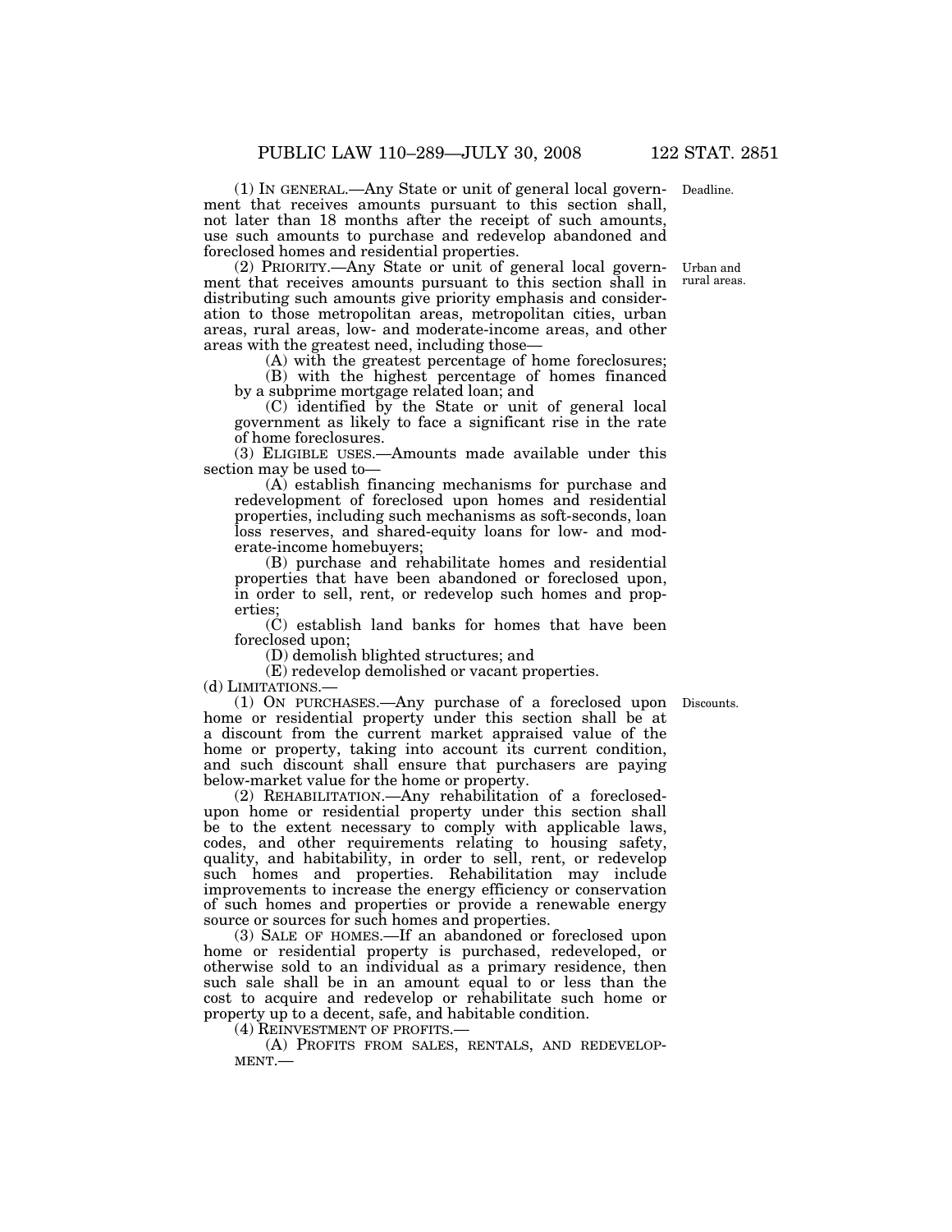(1) IN GENERAL.—Any State or unit of general local government that receives amounts pursuant to this section shall, not later than 18 months after the receipt of such amounts, use such amounts to purchase and redevelop abandoned and foreclosed homes and residential properties.

Deadline.

(2) PRIORITY.—Any State or unit of general local government that receives amounts pursuant to this section shall in distributing such amounts give priority emphasis and consideration to those metropolitan areas, metropolitan cities, urban areas, rural areas, low- and moderate-income areas, and other areas with the greatest need, including those—

Urban and rural areas.

(A) with the greatest percentage of home foreclosures;

(B) with the highest percentage of homes financed by a subprime mortgage related loan; and

(C) identified by the State or unit of general local government as likely to face a significant rise in the rate of home foreclosures.

(3) ELIGIBLE USES.—Amounts made available under this section may be used to—

(A) establish financing mechanisms for purchase and redevelopment of foreclosed upon homes and residential properties, including such mechanisms as soft-seconds, loan loss reserves, and shared-equity loans for low- and moderate-income homebuyers;

(B) purchase and rehabilitate homes and residential properties that have been abandoned or foreclosed upon, in order to sell, rent, or redevelop such homes and properties;

(C) establish land banks for homes that have been foreclosed upon;

(D) demolish blighted structures; and

(E) redevelop demolished or vacant properties.

(d) LIMITATIONS.—

(1) ON PURCHASES.—Any purchase of a foreclosed upon home or residential property under this section shall be at a discount from the current market appraised value of the home or property, taking into account its current condition, and such discount shall ensure that purchasers are paying below-market value for the home or property.

Discounts.

(2) REHABILITATION.—Any rehabilitation of a foreclosed-upon home or residential property under this section shall be to the extent necessary to comply with applicable laws, codes, and other requirements relating to housing safety, quality, and habitability, in order to sell, rent, or redevelop such homes and properties. Rehabilitation may include improvements to increase the energy efficiency or conservation of such homes and properties or provide a renewable energy source or sources for such homes and properties.

(3) SALE OF HOMES.—If an abandoned or foreclosed upon home or residential property is purchased, redeveloped, or otherwise sold to an individual as a primary residence, then such sale shall be in an amount equal to or less than the cost to acquire and redevelop or rehabilitate such home or property up to a decent, safe, and habitable condition.

(4) REINVESTMENT OF PROFITS.—

(A) PROFITS FROM SALES, RENTALS, AND REDEVELOPMENT.—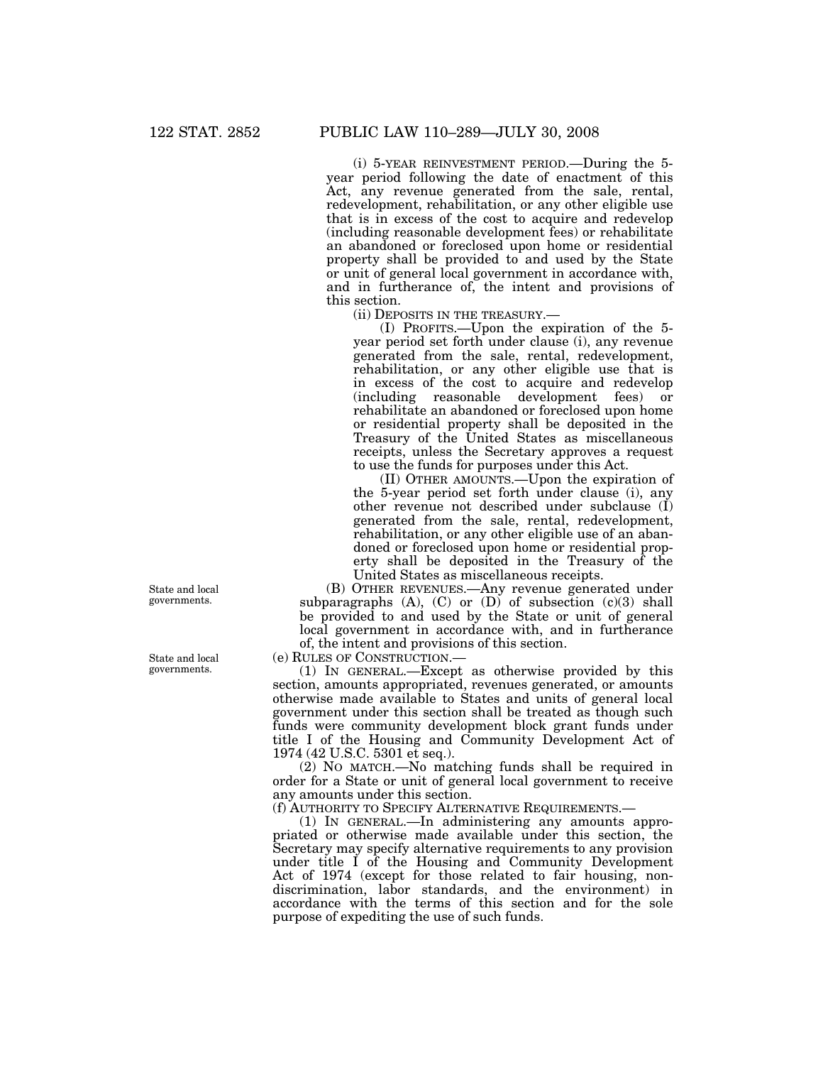(i) 5-YEAR REINVESTMENT PERIOD.—During the 5-year period following the date of enactment of this Act, any revenue generated from the sale, rental, redevelopment, rehabilitation, or any other eligible use that is in excess of the cost to acquire and redevelop (including reasonable development fees) or rehabilitate an abandoned or foreclosed upon home or residential property shall be provided to and used by the State or unit of general local government in accordance with, and in furtherance of, the intent and provisions of this section.

(ii) DEPOSITS IN THE TREASURY.—

(I) PROFITS.—Upon the expiration of the 5-year period set forth under clause (i), any revenue generated from the sale, rental, redevelopment, rehabilitation, or any other eligible use that is in excess of the cost to acquire and redevelop (including reasonable development fees) or rehabilitate an abandoned or foreclosed upon home or residential property shall be deposited in the Treasury of the United States as miscellaneous receipts, unless the Secretary approves a request to use the funds for purposes under this Act.

(II) OTHER AMOUNTS.—Upon the expiration of the 5-year period set forth under clause (i), any other revenue not described under subclause (I) generated from the sale, rental, redevelopment, rehabilitation, or any other eligible use of an abandoned or foreclosed upon home or residential property shall be deposited in the Treasury of the United States as miscellaneous receipts.

State and local governments.

(B) OTHER REVENUES.—Any revenue generated under subparagraphs (A), (C) or (D) of subsection (c)(3) shall be provided to and used by the State or unit of general local government in accordance with, and in furtherance of, the intent and provisions of this section.

State and local governments.

(e) RULES OF CONSTRUCTION.—

(1) IN GENERAL.—Except as otherwise provided by this section, amounts appropriated, revenues generated, or amounts otherwise made available to States and units of general local government under this section shall be treated as though such funds were community development block grant funds under title I of the Housing and Community Development Act of 1974 (42 U.S.C. 5301 et seq.).

(2) NO MATCH.—No matching funds shall be required in order for a State or unit of general local government to receive any amounts under this section.

(f) AUTHORITY TO SPECIFY ALTERNATIVE REQUIREMENTS.—

(1) IN GENERAL.—In administering any amounts appropriated or otherwise made available under this section, the Secretary may specify alternative requirements to any provision under title I of the Housing and Community Development Act of 1974 (except for those related to fair housing, nondiscrimination, labor standards, and the environment) in accordance with the terms of this section and for the sole purpose of expediting the use of such funds.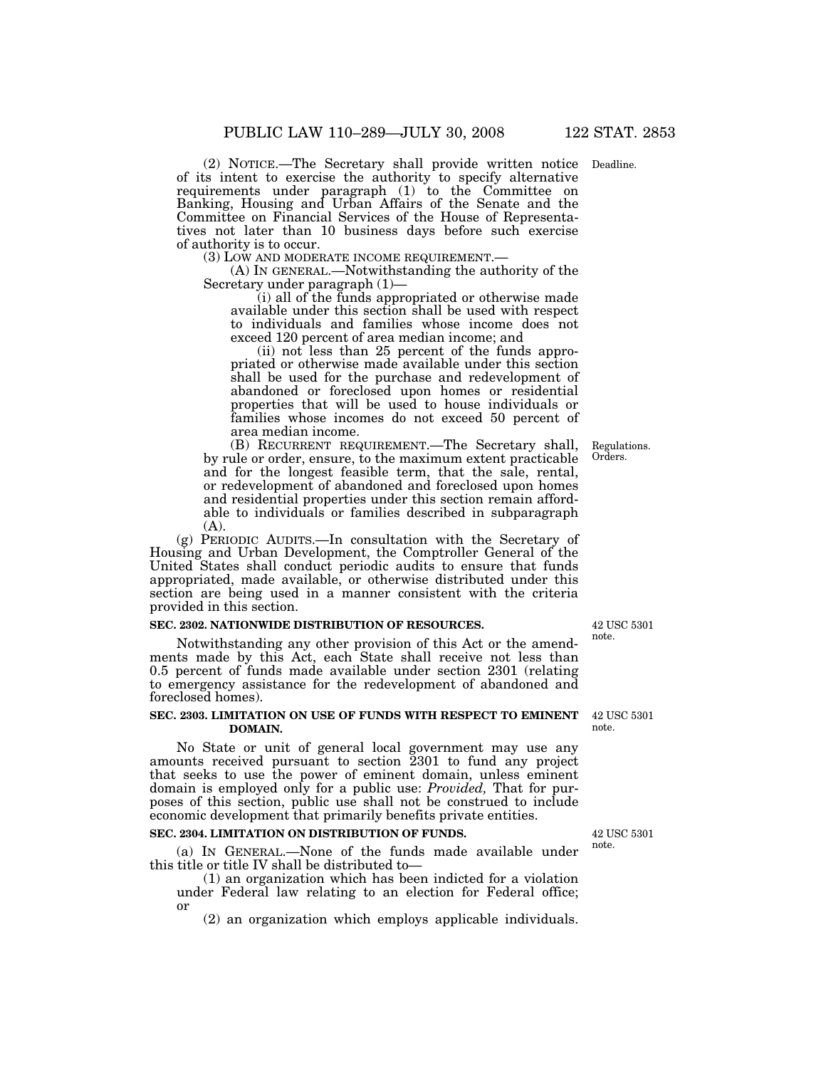(2) NOTICE.—The Secretary shall provide written notice of its intent to exercise the authority to specify alternative requirements under paragraph (1) to the Committee on Banking, Housing and Urban Affairs of the Senate and the Committee on Financial Services of the House of Representatives not later than 10 business days before such exercise of authority is to occur.

Deadline.

(3) LOW AND MODERATE INCOME REQUIREMENT.—

(A) IN GENERAL.—Notwithstanding the authority of the Secretary under paragraph (1)—

(i) all of the funds appropriated or otherwise made available under this section shall be used with respect to individuals and families whose income does not exceed 120 percent of area median income; and

(ii) not less than 25 percent of the funds appropriated or otherwise made available under this section shall be used for the purchase and redevelopment of abandoned or foreclosed upon homes or residential properties that will be used to house individuals or families whose incomes do not exceed 50 percent of area median income.

(B) RECURRENT REQUIREMENT.—The Secretary shall, by rule or order, ensure, to the maximum extent practicable and for the longest feasible term, that the sale, rental, or redevelopment of abandoned and foreclosed upon homes and residential properties under this section remain affordable to individuals or families described in subparagraph (A).

Regulations. Orders.

(g) PERIODIC AUDITS.—In consultation with the Secretary of Housing and Urban Development, the Comptroller General of the United States shall conduct periodic audits to ensure that funds appropriated, made available, or otherwise distributed under this section are being used in a manner consistent with the criteria provided in this section.

**SEC. 2302. NATIONWIDE DISTRIBUTION OF RESOURCES.**

42 USC 5301 note.

Notwithstanding any other provision of this Act or the amendments made by this Act, each State shall receive not less than 0.5 percent of funds made available under section 2301 (relating to emergency assistance for the redevelopment of abandoned and foreclosed homes).

**SEC. 2303. LIMITATION ON USE OF FUNDS WITH RESPECT TO EMINENT DOMAIN.**

42 USC 5301 note.

No State or unit of general local government may use any amounts received pursuant to section 2301 to fund any project that seeks to use the power of eminent domain, unless eminent domain is employed only for a public use: *Provided,* That for purposes of this section, public use shall not be construed to include economic development that primarily benefits private entities.

**SEC. 2304. LIMITATION ON DISTRIBUTION OF FUNDS.**

42 USC 5301 note.

(a) IN GENERAL.—None of the funds made available under this title or title IV shall be distributed to—

(1) an organization which has been indicted for a violation under Federal law relating to an election for Federal office; or

(2) an organization which employs applicable individuals.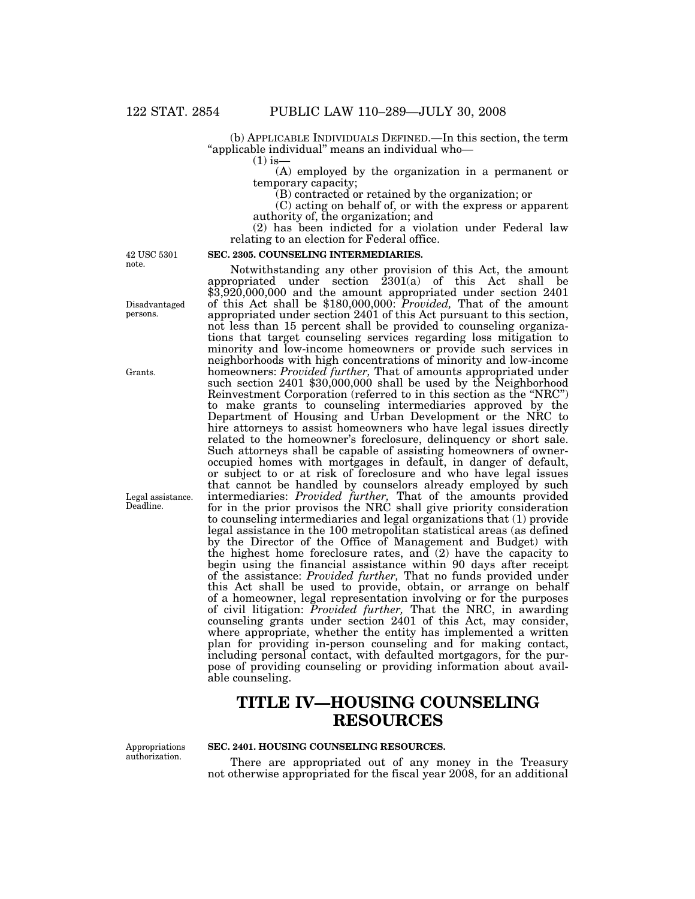(b) APPLICABLE INDIVIDUALS DEFINED.—In this section, the term "applicable individual" means an individual who—

(1) is—

(A) employed by the organization in a permanent or temporary capacity;

(B) contracted or retained by the organization; or

(C) acting on behalf of, or with the express or apparent authority of, the organization; and

(2) has been indicted for a violation under Federal law relating to an election for Federal office.

42 USC 5301 note.

**SEC. 2305. COUNSELING INTERMEDIARIES.**

Disadvantaged persons.

Grants.

Legal assistance. Deadline.

Notwithstanding any other provision of this Act, the amount appropriated under section 2301(a) of this Act shall be $3,920,000,000 and the amount appropriated under section 2401 of this Act shall be $180,000,000: *Provided,* That of the amount appropriated under section 2401 of this Act pursuant to this section, not less than 15 percent shall be provided to counseling organizations that target counseling services regarding loss mitigation to minority and low-income homeowners or provide such services in neighborhoods with high concentrations of minority and low-income homeowners: *Provided further,* That of amounts appropriated under such section 2401 $30,000,000 shall be used by the Neighborhood Reinvestment Corporation (referred to in this section as the "NRC") to make grants to counseling intermediaries approved by the Department of Housing and Urban Development or the NRC to hire attorneys to assist homeowners who have legal issues directly related to the homeowner's foreclosure, delinquency or short sale. Such attorneys shall be capable of assisting homeowners of owner-occupied homes with mortgages in default, in danger of default, or subject to or at risk of foreclosure and who have legal issues that cannot be handled by counselors already employed by such intermediaries: *Provided further,* That of the amounts provided for in the prior provisos the NRC shall give priority consideration to counseling intermediaries and legal organizations that (1) provide legal assistance in the 100 metropolitan statistical areas (as defined by the Director of the Office of Management and Budget) with the highest home foreclosure rates, and (2) have the capacity to begin using the financial assistance within 90 days after receipt of the assistance: *Provided further,* That no funds provided under this Act shall be used to provide, obtain, or arrange on behalf of a homeowner, legal representation involving or for the purposes of civil litigation: *Provided further,* That the NRC, in awarding counseling grants under section 2401 of this Act, may consider, where appropriate, whether the entity has implemented a written plan for providing in-person counseling and for making contact, including personal contact, with defaulted mortgagors, for the purpose of providing counseling or providing information about available counseling.

# TITLE IV—HOUSING COUNSELING RESOURCES

Appropriations authorization.

**SEC. 2401. HOUSING COUNSELING RESOURCES.**

There are appropriated out of any money in the Treasury not otherwise appropriated for the fiscal year 2008, for an additional